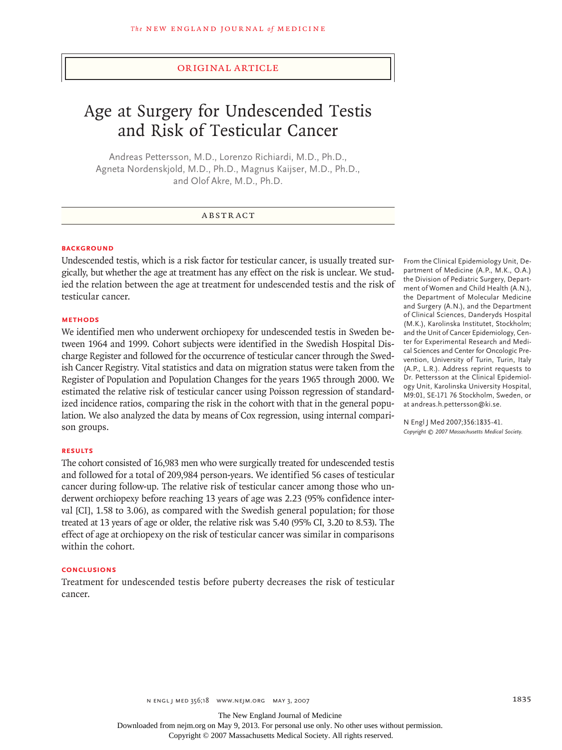ORIGINAL ARTICLE

# Age at Surgery for Undescended Testis and Risk of Testicular Cancer

Andreas Pettersson, M.D., Lorenzo Richiardi, M.D., Ph.D., Agneta Nordenskjold, M.D., Ph.D., Magnus Kaijser, M.D., Ph.D., and Olof Akre, M.D., Ph.D.

## ABSTRACT

### BACKGROUND

Undescended testis, which is a risk factor for testicular cancer, is usually treated surgically, but whether the age at treatment has any effect on the risk is unclear. We studied the relation between the age at treatment for undescended testis and the risk of testicular cancer.

### METHODS

We identified men who underwent orchiopexy for undescended testis in Sweden between 1964 and 1999. Cohort subjects were identified in the Swedish Hospital Discharge Register and followed for the occurrence of testicular cancer through the Swedish Cancer Registry. Vital statistics and data on migration status were taken from the Register of Population and Population Changes for the years 1965 through 2000. We estimated the relative risk of testicular cancer using Poisson regression of standardized incidence ratios, comparing the risk in the cohort with that in the general population. We also analyzed the data by means of Cox regression, using internal comparison groups.

### RESULTS

The cohort consisted of 16,983 men who were surgically treated for undescended testis and followed for a total of 209,984 person-years. We identified 56 cases of testicular cancer during follow-up. The relative risk of testicular cancer among those who underwent orchiopexy before reaching 13 years of age was 2.23 (95% confidence interval [CI], 1.58 to 3.06), as compared with the Swedish general population; for those treated at 13 years of age or older, the relative risk was 5.40 (95% CI, 3.20 to 8.53). The effect of age at orchiopexy on the risk of testicular cancer was similar in comparisons within the cohort.

### CONCLUSIONS

Treatment for undescended testis before puberty decreases the risk of testicular cancer.

From the Clinical Epidemiology Unit, Department of Medicine (A.P., M.K., O.A.) the Division of Pediatric Surgery, Department of Women and Child Health (A.N.), the Department of Molecular Medicine and Surgery (A.N.), and the Department of Clinical Sciences, Danderyds Hospital (M.K.), Karolinska Institutet, Stockholm; and the Unit of Cancer Epidemiology, Center for Experimental Research and Medical Sciences and Center for Oncologic Prevention, University of Turin, Turin, Italy (A.P., L.R.). Address reprint requests to Dr. Pettersson at the Clinical Epidemiology Unit, Karolinska University Hospital, M9:01, SE-171 76 Stockholm, Sweden, or at andreas.h.pettersson@ki.se.

N Engl J Med 2007;356:1835-41.
*Copyright © 2007 Massachusetts Medical Society.*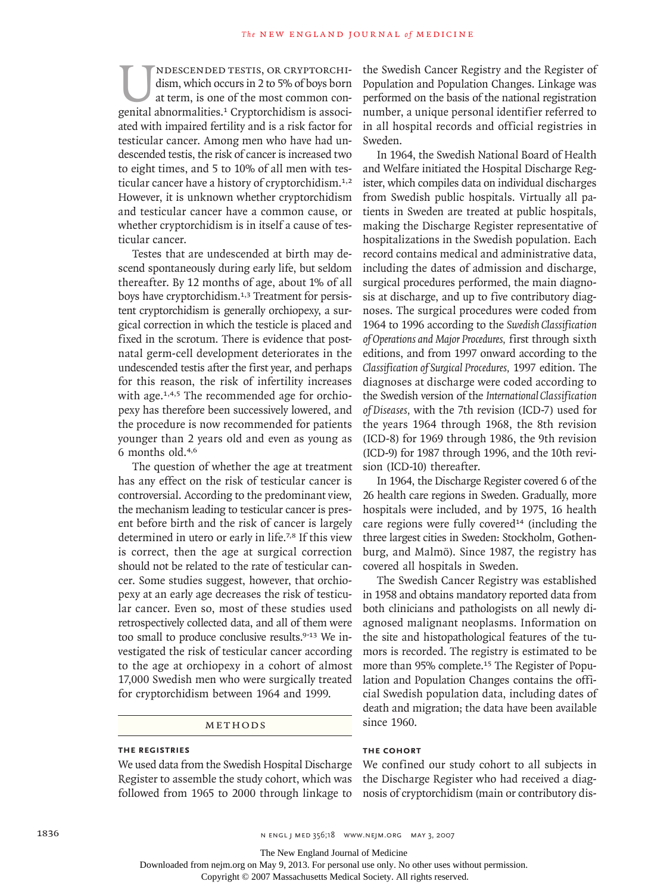Undescended testis, or cryptorchidism, which occurs in 2 to 5% of boys born at term, is one of the most common congenital abnormalities.[1] Cryptorchidism is associated with impaired fertility and is a risk factor for testicular cancer. Among men who have had undescended testis, the risk of cancer is increased two to eight times, and 5 to 10% of all men with testicular cancer have a history of cryptorchidism.[1,2] However, it is unknown whether cryptorchidism and testicular cancer have a common cause, or whether cryptorchidism is in itself a cause of testicular cancer.

Testes that are undescended at birth may descend spontaneously during early life, but seldom thereafter. By 12 months of age, about 1% of all boys have cryptorchidism.[1,3] Treatment for persistent cryptorchidism is generally orchiopexy, a surgical correction in which the testicle is placed and fixed in the scrotum. There is evidence that postnatal germ-cell development deteriorates in the undescended testis after the first year, and perhaps for this reason, the risk of infertility increases with age.[1,4,5] The recommended age for orchiopexy has therefore been successively lowered, and the procedure is now recommended for patients younger than 2 years old and even as young as 6 months old.[4,6]

The question of whether the age at treatment has any effect on the risk of testicular cancer is controversial. According to the predominant view, the mechanism leading to testicular cancer is present before birth and the risk of cancer is largely determined in utero or early in life.[7,8] If this view is correct, then the age at surgical correction should not be related to the rate of testicular cancer. Some studies suggest, however, that orchiopexy at an early age decreases the risk of testicular cancer. Even so, most of these studies used retrospectively collected data, and all of them were too small to produce conclusive results.[9-13] We investigated the risk of testicular cancer according to the age at orchiopexy in a cohort of almost 17,000 Swedish men who were surgically treated for cryptorchidism between 1964 and 1999.

## Methods

### The Registries

We used data from the Swedish Hospital Discharge Register to assemble the study cohort, which was followed from 1965 to 2000 through linkage to the Swedish Cancer Registry and the Register of Population and Population Changes. Linkage was performed on the basis of the national registration number, a unique personal identifier referred to in all hospital records and official registries in Sweden.

In 1964, the Swedish National Board of Health and Welfare initiated the Hospital Discharge Register, which compiles data on individual discharges from Swedish public hospitals. Virtually all patients in Sweden are treated at public hospitals, making the Discharge Register representative of hospitalizations in the Swedish population. Each record contains medical and administrative data, including the dates of admission and discharge, surgical procedures performed, the main diagnosis at discharge, and up to five contributory diagnoses. The surgical procedures were coded from 1964 to 1996 according to the *Swedish Classification of Operations and Major Procedures,* first through sixth editions, and from 1997 onward according to the *Classification of Surgical Procedures,* 1997 edition. The diagnoses at discharge were coded according to the Swedish version of the *International Classification of Diseases,* with the 7th revision (ICD-7) used for the years 1964 through 1968, the 8th revision (ICD-8) for 1969 through 1986, the 9th revision (ICD-9) for 1987 through 1996, and the 10th revision (ICD-10) thereafter.

In 1964, the Discharge Register covered 6 of the 26 health care regions in Sweden. Gradually, more hospitals were included, and by 1975, 16 health care regions were fully covered[14] (including the three largest cities in Sweden: Stockholm, Gothenburg, and Malmö). Since 1987, the registry has covered all hospitals in Sweden.

The Swedish Cancer Registry was established in 1958 and obtains mandatory reported data from both clinicians and pathologists on all newly diagnosed malignant neoplasms. Information on the site and histopathological features of the tumors is recorded. The registry is estimated to be more than 95% complete.[15] The Register of Population and Population Changes contains the official Swedish population data, including dates of death and migration; the data have been available since 1960.

### The Cohort

We confined our study cohort to all subjects in the Discharge Register who had received a diagnosis of cryptorchidism (main or contributory dis-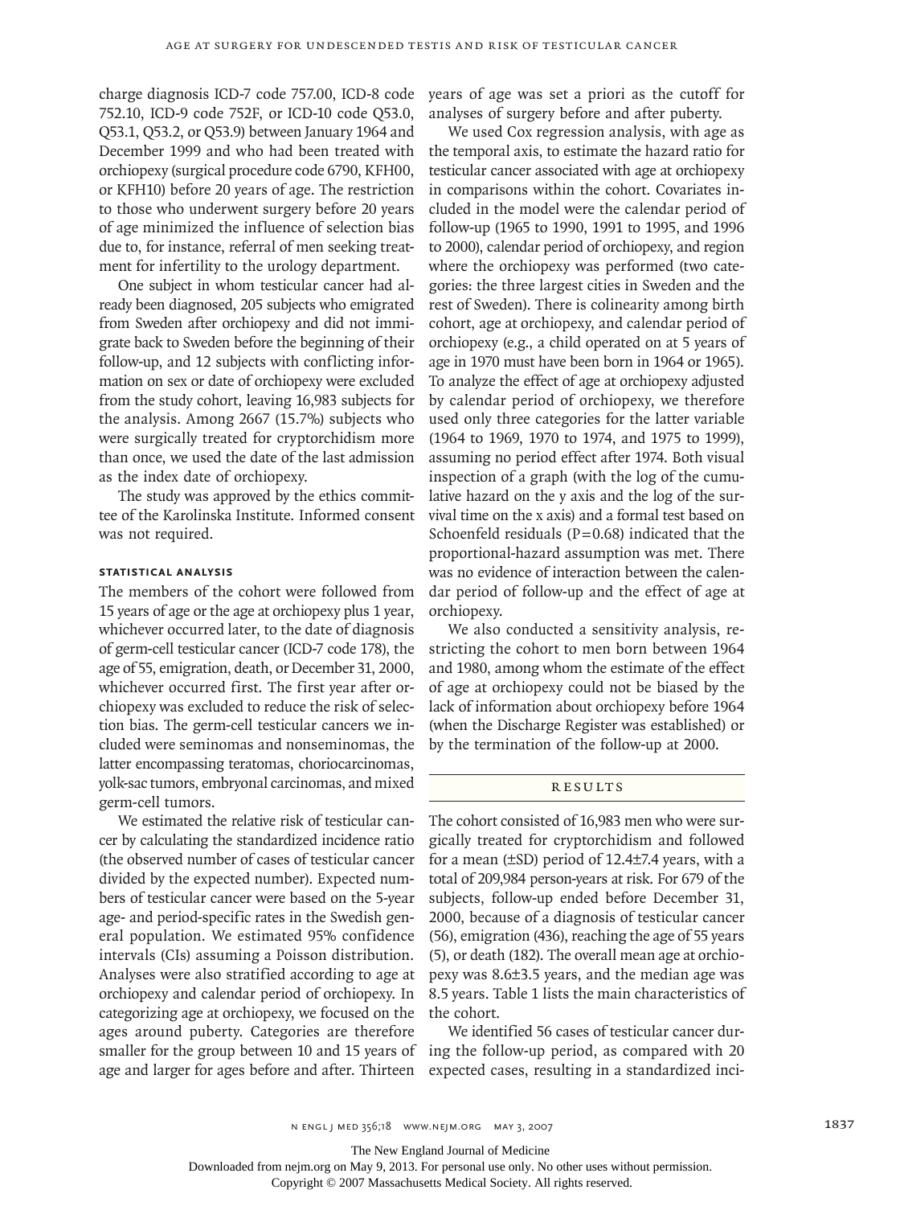charge diagnosis ICD-7 code 757.00, ICD-8 code 752.10, ICD-9 code 752F, or ICD-10 code Q53.0, Q53.1, Q53.2, or Q53.9) between January 1964 and December 1999 and who had been treated with orchiopexy (surgical procedure code 6790, KFH00, or KFH10) before 20 years of age. The restriction to those who underwent surgery before 20 years of age minimized the influence of selection bias due to, for instance, referral of men seeking treatment for infertility to the urology department.

One subject in whom testicular cancer had already been diagnosed, 205 subjects who emigrated from Sweden after orchiopexy and did not immigrate back to Sweden before the beginning of their follow-up, and 12 subjects with conflicting information on sex or date of orchiopexy were excluded from the study cohort, leaving 16,983 subjects for the analysis. Among 2667 (15.7%) subjects who were surgically treated for cryptorchidism more than once, we used the date of the last admission as the index date of orchiopexy.

The study was approved by the ethics committee of the Karolinska Institute. Informed consent was not required.

### STATISTICAL ANALYSIS

The members of the cohort were followed from 15 years of age or the age at orchiopexy plus 1 year, whichever occurred later, to the date of diagnosis of germ-cell testicular cancer (ICD-7 code 178), the age of 55, emigration, death, or December 31, 2000, whichever occurred first. The first year after orchiopexy was excluded to reduce the risk of selection bias. The germ-cell testicular cancers we included were seminomas and nonseminomas, the latter encompassing teratomas, choriocarcinomas, yolk-sac tumors, embryonal carcinomas, and mixed germ-cell tumors.

We estimated the relative risk of testicular cancer by calculating the standardized incidence ratio (the observed number of cases of testicular cancer divided by the expected number). Expected numbers of testicular cancer were based on the 5-year age- and period-specific rates in the Swedish general population. We estimated 95% confidence intervals (CIs) assuming a Poisson distribution. Analyses were also stratified according to age at orchiopexy and calendar period of orchiopexy. In categorizing age at orchiopexy, we focused on the ages around puberty. Categories are therefore smaller for the group between 10 and 15 years of age and larger for ages before and after. Thirteen years of age was set a priori as the cutoff for analyses of surgery before and after puberty.

We used Cox regression analysis, with age as the temporal axis, to estimate the hazard ratio for testicular cancer associated with age at orchiopexy in comparisons within the cohort. Covariates included in the model were the calendar period of follow-up (1965 to 1990, 1991 to 1995, and 1996 to 2000), calendar period of orchiopexy, and region where the orchiopexy was performed (two categories: the three largest cities in Sweden and the rest of Sweden). There is colinearity among birth cohort, age at orchiopexy, and calendar period of orchiopexy (e.g., a child operated on at 5 years of age in 1970 must have been born in 1964 or 1965). To analyze the effect of age at orchiopexy adjusted by calendar period of orchiopexy, we therefore used only three categories for the latter variable (1964 to 1969, 1970 to 1974, and 1975 to 1999), assuming no period effect after 1974. Both visual inspection of a graph (with the log of the cumulative hazard on the y axis and the log of the survival time on the x axis) and a formal test based on Schoenfeld residuals ($P=0.68$) indicated that the proportional-hazard assumption was met. There was no evidence of interaction between the calendar period of follow-up and the effect of age at orchiopexy.

We also conducted a sensitivity analysis, restricting the cohort to men born between 1964 and 1980, among whom the estimate of the effect of age at orchiopexy could not be biased by the lack of information about orchiopexy before 1964 (when the Discharge Register was established) or by the termination of the follow-up at 2000.

## RESULTS

The cohort consisted of 16,983 men who were surgically treated for cryptorchidism and followed for a mean (±SD) period of 12.4±7.4 years, with a total of 209,984 person-years at risk. For 679 of the subjects, follow-up ended before December 31, 2000, because of a diagnosis of testicular cancer (56), emigration (436), reaching the age of 55 years (5), or death (182). The overall mean age at orchiopexy was 8.6±3.5 years, and the median age was 8.5 years. Table 1 lists the main characteristics of the cohort.

We identified 56 cases of testicular cancer during the follow-up period, as compared with 20 expected cases, resulting in a standardized inci-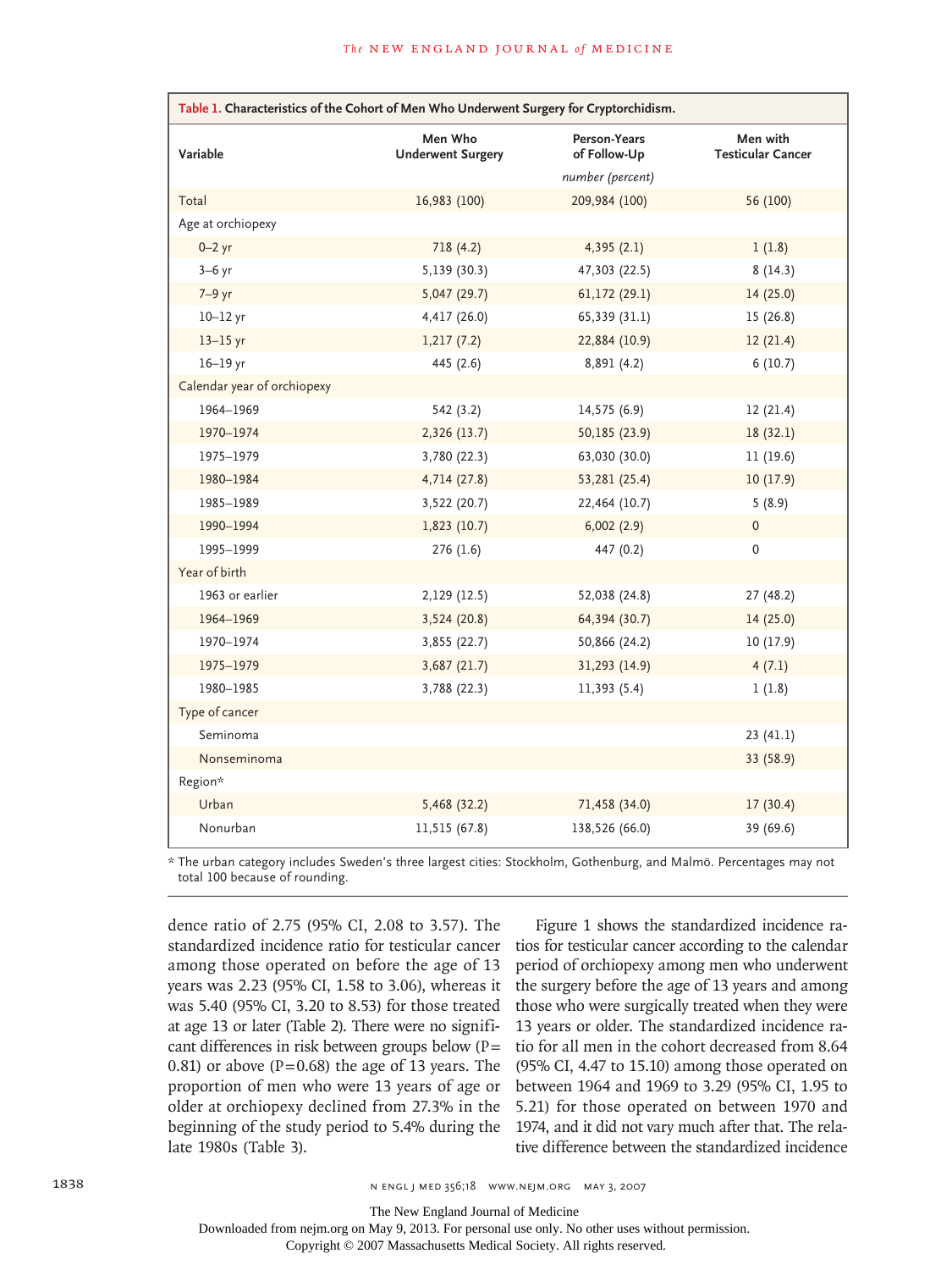**Table 1. Characteristics of the Cohort of Men Who Underwent Surgery for Cryptorchidism.**

| Variable | Men Who Underwent Surgery | Person-Years of Follow-Up | Men with Testicular Cancer |
|---|---|---|---|
| | | *number (percent)* | |
| Total | 16,983 (100) | 209,984 (100) | 56 (100) |
| Age at orchiopexy | | | |
| 0–2 yr | 718 (4.2) | 4,395 (2.1) | 1 (1.8) |
| 3–6 yr | 5,139 (30.3) | 47,303 (22.5) | 8 (14.3) |
| 7–9 yr | 5,047 (29.7) | 61,172 (29.1) | 14 (25.0) |
| 10–12 yr | 4,417 (26.0) | 65,339 (31.1) | 15 (26.8) |
| 13–15 yr | 1,217 (7.2) | 22,884 (10.9) | 12 (21.4) |
| 16–19 yr | 445 (2.6) | 8,891 (4.2) | 6 (10.7) |
| Calendar year of orchiopexy | | | |
| 1964–1969 | 542 (3.2) | 14,575 (6.9) | 12 (21.4) |
| 1970–1974 | 2,326 (13.7) | 50,185 (23.9) | 18 (32.1) |
| 1975–1979 | 3,780 (22.3) | 63,030 (30.0) | 11 (19.6) |
| 1980–1984 | 4,714 (27.8) | 53,281 (25.4) | 10 (17.9) |
| 1985–1989 | 3,522 (20.7) | 22,464 (10.7) | 5 (8.9) |
| 1990–1994 | 1,823 (10.7) | 6,002 (2.9) | 0 |
| 1995–1999 | 276 (1.6) | 447 (0.2) | 0 |
| Year of birth | | | |
| 1963 or earlier | 2,129 (12.5) | 52,038 (24.8) | 27 (48.2) |
| 1964–1969 | 3,524 (20.8) | 64,394 (30.7) | 14 (25.0) |
| 1970–1974 | 3,855 (22.7) | 50,866 (24.2) | 10 (17.9) |
| 1975–1979 | 3,687 (21.7) | 31,293 (14.9) | 4 (7.1) |
| 1980–1985 | 3,788 (22.3) | 11,393 (5.4) | 1 (1.8) |
| Type of cancer | | | |
| Seminoma | | | 23 (41.1) |
| Nonseminoma | | | 33 (58.9) |
| Region* | | | |
| Urban | 5,468 (32.2) | 71,458 (34.0) | 17 (30.4) |
| Nonurban | 11,515 (67.8) | 138,526 (66.0) | 39 (69.6) |

* The urban category includes Sweden's three largest cities: Stockholm, Gothenburg, and Malmö. Percentages may not total 100 because of rounding.

dence ratio of 2.75 (95% CI, 2.08 to 3.57). The standardized incidence ratio for testicular cancer among those operated on before the age of 13 years was 2.23 (95% CI, 1.58 to 3.06), whereas it was 5.40 (95% CI, 3.20 to 8.53) for those treated at age 13 or later (Table 2). There were no significant differences in risk between groups below ($P=0.81$) or above ($P=0.68$) the age of 13 years. The proportion of men who were 13 years of age or older at orchiopexy declined from 27.3% in the beginning of the study period to 5.4% during the late 1980s (Table 3).

Figure 1 shows the standardized incidence ratios for testicular cancer according to the calendar period of orchiopexy among men who underwent the surgery before the age of 13 years and among those who were surgically treated when they were 13 years or older. The standardized incidence ratio for all men in the cohort decreased from 8.64 (95% CI, 4.47 to 15.10) among those operated on between 1964 and 1969 to 3.29 (95% CI, 1.95 to 5.21) for those operated on between 1970 and 1974, and it did not vary much after that. The relative difference between the standardized incidence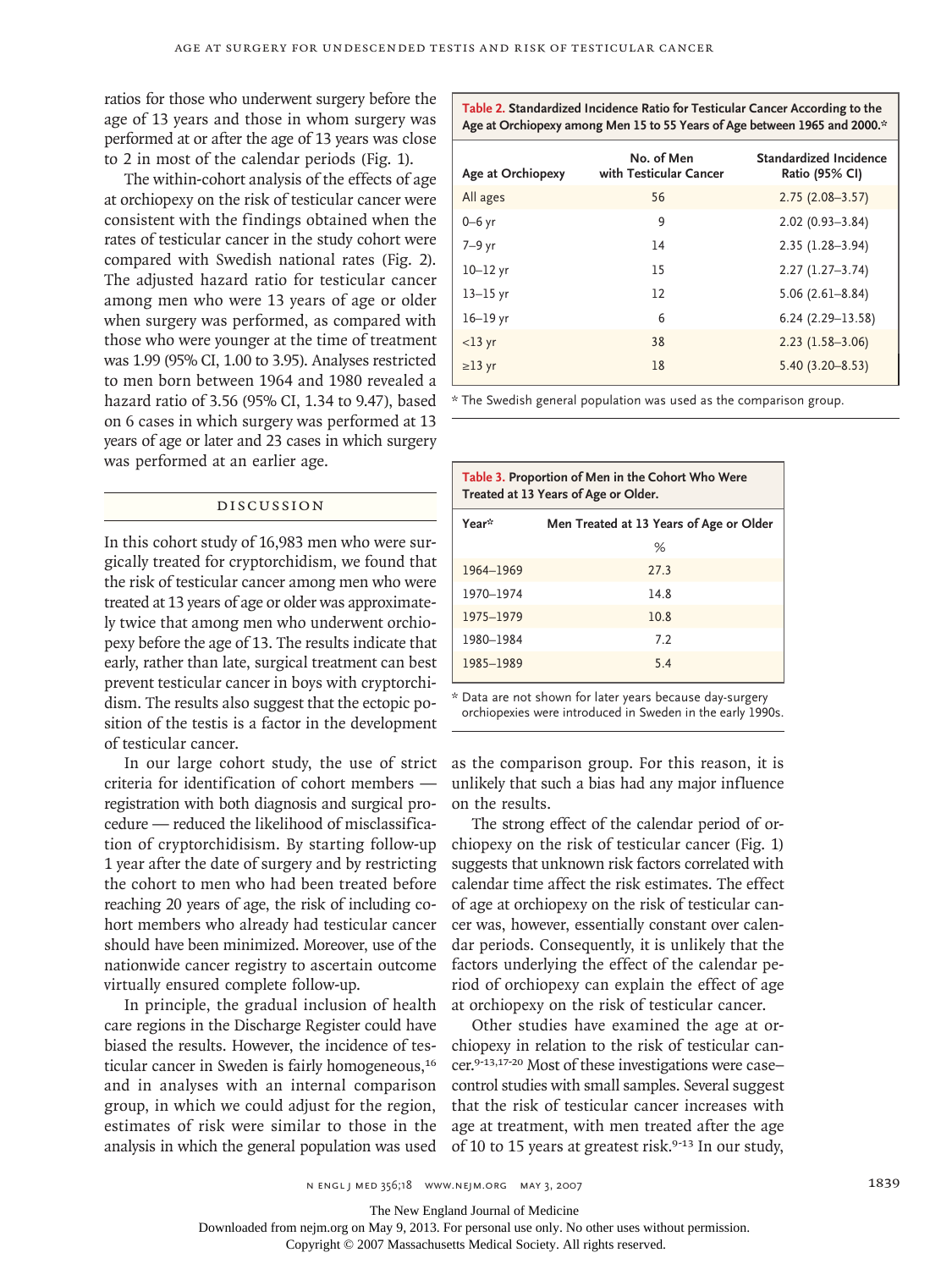ratios for those who underwent surgery before the age of 13 years and those in whom surgery was performed at or after the age of 13 years was close to 2 in most of the calendar periods (Fig. 1).

The within-cohort analysis of the effects of age at orchiopexy on the risk of testicular cancer were consistent with the findings obtained when the rates of testicular cancer in the study cohort were compared with Swedish national rates (Fig. 2). The adjusted hazard ratio for testicular cancer among men who were 13 years of age or older when surgery was performed, as compared with those who were younger at the time of treatment was 1.99 (95% CI, 1.00 to 3.95). Analyses restricted to men born between 1964 and 1980 revealed a hazard ratio of 3.56 (95% CI, 1.34 to 9.47), based on 6 cases in which surgery was performed at 13 years of age or later and 23 cases in which surgery was performed at an earlier age.

**Table 2. Standardized Incidence Ratio for Testicular Cancer According to the Age at Orchiopexy among Men 15 to 55 Years of Age between 1965 and 2000.***

| Age at Orchiopexy | No. of Men with Testicular Cancer | Standardized Incidence Ratio (95% CI) |
|---|---|---|
| All ages | 56 | 2.75 (2.08–3.57) |
| 0–6 yr | 9 | 2.02 (0.93–3.84) |
| 7–9 yr | 14 | 2.35 (1.28–3.94) |
| 10–12 yr | 15 | 2.27 (1.27–3.74) |
| 13–15 yr | 12 | 5.06 (2.61–8.84) |
| 16–19 yr | 6 | 6.24 (2.29–13.58) |
| <13 yr | 38 | 2.23 (1.58–3.06) |
| ≥13 yr | 18 | 5.40 (3.20–8.53) |

* The Swedish general population was used as the comparison group.

**Table 3. Proportion of Men in the Cohort Who Were Treated at 13 Years of Age or Older.**

| Year* | Men Treated at 13 Years of Age or Older |
|---|---|
| | % |
| 1964–1969 | 27.3 |
| 1970–1974 | 14.8 |
| 1975–1979 | 10.8 |
| 1980–1984 | 7.2 |
| 1985–1989 | 5.4 |

* Data are not shown for later years because day-surgery orchiopexies were introduced in Sweden in the early 1990s.

## DISCUSSION

In this cohort study of 16,983 men who were surgically treated for cryptorchidism, we found that the risk of testicular cancer among men who were treated at 13 years of age or older was approximately twice that among men who underwent orchiopexy before the age of 13. The results indicate that early, rather than late, surgical treatment can best prevent testicular cancer in boys with cryptorchidism. The results also suggest that the ectopic position of the testis is a factor in the development of testicular cancer.

In our large cohort study, the use of strict criteria for identification of cohort members — registration with both diagnosis and surgical procedure — reduced the likelihood of misclassification of cryptorchidisidism. By starting follow-up 1 year after the date of surgery and by restricting the cohort to men who had been treated before reaching 20 years of age, the risk of including cohort members who already had testicular cancer should have been minimized. Moreover, use of the nationwide cancer registry to ascertain outcome virtually ensured complete follow-up.

In principle, the gradual inclusion of health care regions in the Discharge Register could have biased the results. However, the incidence of testicular cancer in Sweden is fairly homogeneous,[16] and in analyses with an internal comparison group, in which we could adjust for the region, estimates of risk were similar to those in the analysis in which the general population was used as the comparison group. For this reason, it is unlikely that such a bias had any major influence on the results.

The strong effect of the calendar period of orchiopexy on the risk of testicular cancer (Fig. 1) suggests that unknown risk factors correlated with calendar time affect the risk estimates. The effect of age at orchiopexy on the risk of testicular cancer was, however, essentially constant over calendar periods. Consequently, it is unlikely that the factors underlying the effect of the calendar period of orchiopexy can explain the effect of age at orchiopexy on the risk of testicular cancer.

Other studies have examined the age at orchiopexy in relation to the risk of testicular cancer.[9-13,17-20] Most of these investigations were case–control studies with small samples. Several suggest that the risk of testicular cancer increases with age at treatment, with men treated after the age of 10 to 15 years at greatest risk.[9-13] In our study,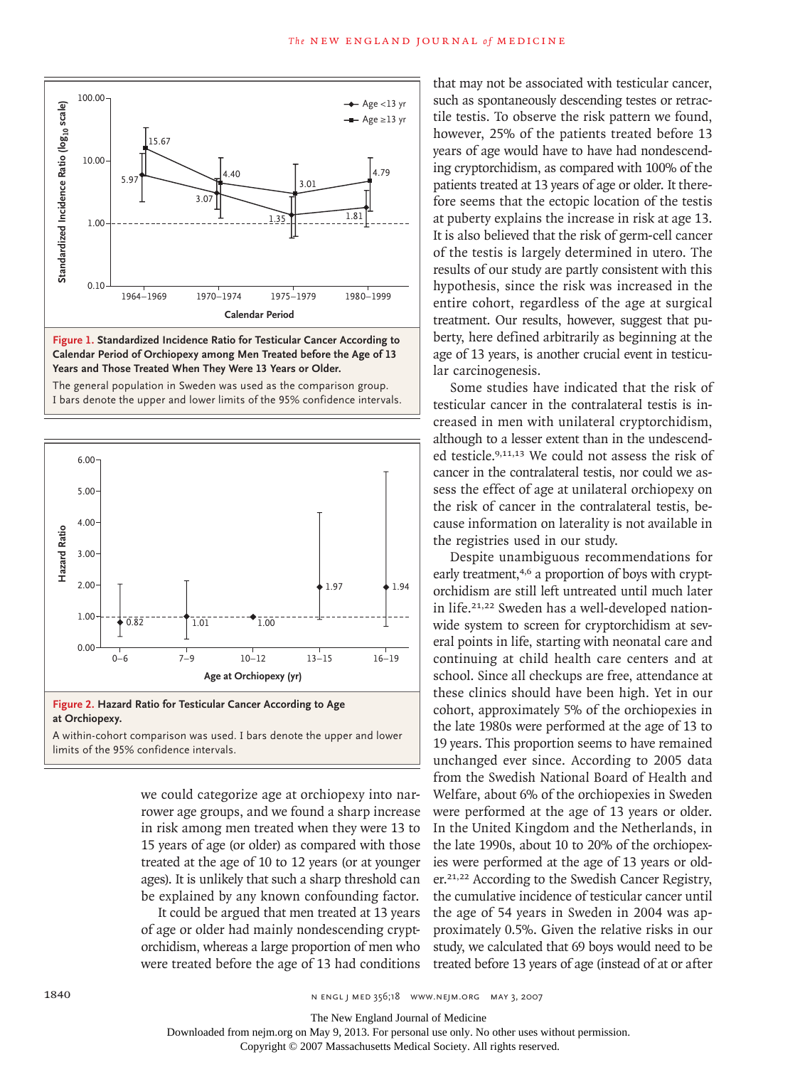**Figure 1. Standardized Incidence Ratio for Testicular Cancer According to Calendar Period of Orchiopexy among Men Treated before the Age of 13 Years and Those Treated When They Were 13 Years or Older.**

The general population in Sweden was used as the comparison group. I bars denote the upper and lower limits of the 95% confidence intervals.

**Figure 2. Hazard Ratio for Testicular Cancer According to Age at Orchiopexy.**

A within-cohort comparison was used. I bars denote the upper and lower limits of the 95% confidence intervals.

we could categorize age at orchiopexy into narrower age groups, and we found a sharp increase in risk among men treated when they were 13 to 15 years of age (or older) as compared with those treated at the age of 10 to 12 years (or at younger ages). It is unlikely that such a sharp threshold can be explained by any known confounding factor.

It could be argued that men treated at 13 years of age or older had mainly nondescending cryptorchidism, whereas a large proportion of men who were treated before the age of 13 had conditions that may not be associated with testicular cancer, such as spontaneously descending testes or retractile testis. To observe the risk pattern we found, however, 25% of the patients treated before 13 years of age would have to have had nondescending cryptorchidism, as compared with 100% of the patients treated at 13 years of age or older. It therefore seems that the ectopic location of the testis at puberty explains the increase in risk at age 13. It is also believed that the risk of germ-cell cancer of the testis is largely determined in utero. The results of our study are partly consistent with this hypothesis, since the risk was increased in the entire cohort, regardless of the age at surgical treatment. Our results, however, suggest that puberty, here defined arbitrarily as beginning at the age of 13 years, is another crucial event in testicular carcinogenesis.

Some studies have indicated that the risk of testicular cancer in the contralateral testis is increased in men with unilateral cryptorchidism, although to a lesser extent than in the undescended testicle.[9,11,13] We could not assess the risk of cancer in the contralateral testis, nor could we assess the effect of age at unilateral orchiopexy on the risk of cancer in the contralateral testis, because information on laterality is not available in the registries used in our study.

Despite unambiguous recommendations for early treatment,[4,6] a proportion of boys with cryptorchidism are still left untreated until much later in life.[21,22] Sweden has a well-developed nationwide system to screen for cryptorchidism at several points in life, starting with neonatal care and continuing at child health care centers and at school. Since all checkups are free, attendance at these clinics should have been high. Yet in our cohort, approximately 5% of the orchiopexies in the late 1980s were performed at the age of 13 to 19 years. This proportion seems to have remained unchanged ever since. According to 2005 data from the Swedish National Board of Health and Welfare, about 6% of the orchiopexies in Sweden were performed at the age of 13 years or older. In the United Kingdom and the Netherlands, in the late 1990s, about 10 to 20% of the orchiopexies were performed at the age of 13 years or older.[21,22] According to the Swedish Cancer Registry, the cumulative incidence of testicular cancer until the age of 54 years in Sweden in 2004 was approximately 0.5%. Given the relative risks in our study, we calculated that 69 boys would need to be treated before 13 years of age (instead of at or after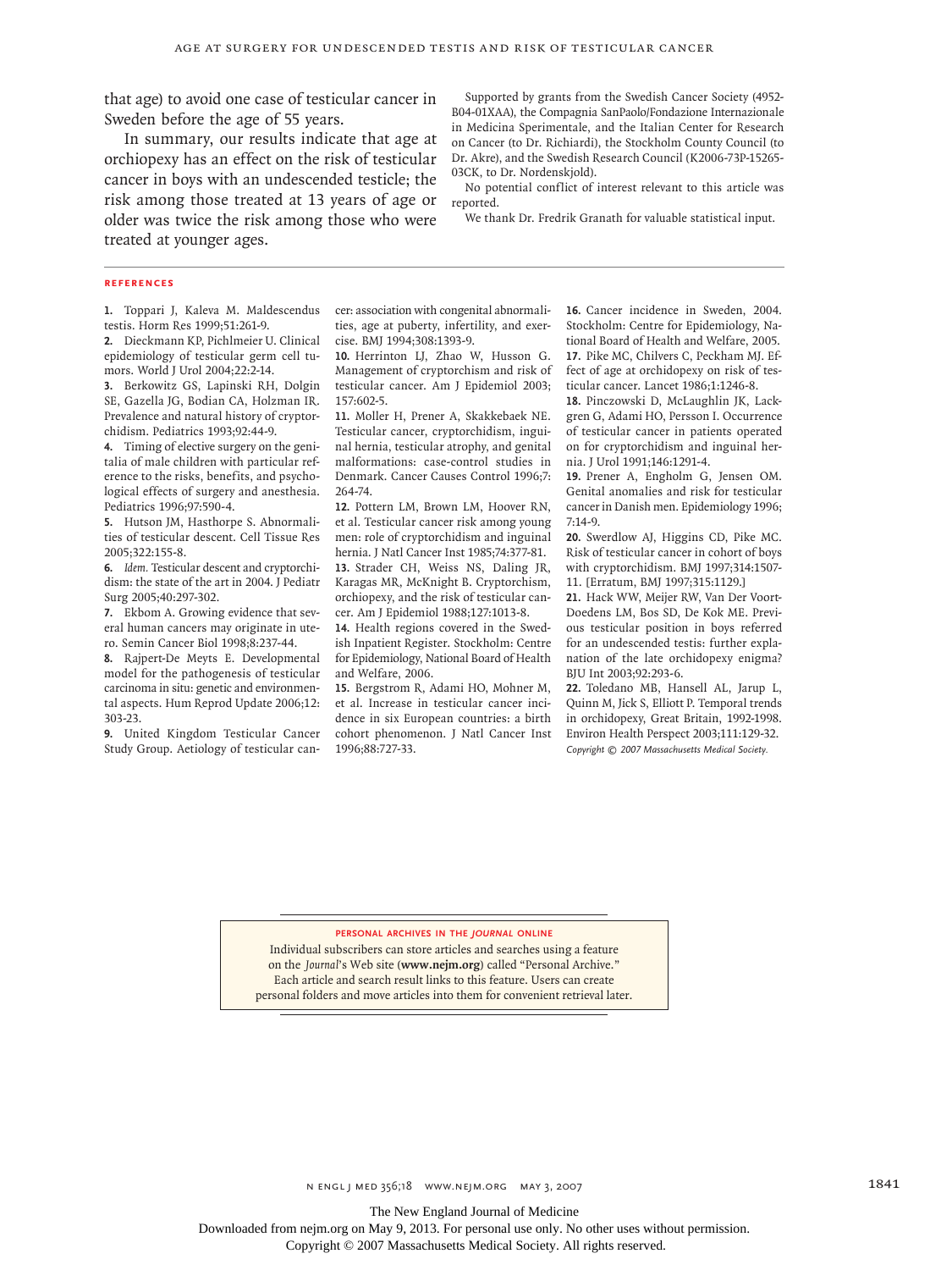that age) to avoid one case of testicular cancer in Sweden before the age of 55 years.

In summary, our results indicate that age at orchiopexy has an effect on the risk of testicular cancer in boys with an undescended testicle; the risk among those treated at 13 years of age or older was twice the risk among those who were treated at younger ages.

Supported by grants from the Swedish Cancer Society (4952-B04-01XAA), the Compagnia SanPaolo/Fondazione Internazionale in Medicina Sperimentale, and the Italian Center for Research on Cancer (to Dr. Richiardi), the Stockholm County Council (to Dr. Akre), and the Swedish Research Council (K2006-73P-15265-03CK, to Dr. Nordenskjold).

No potential conflict of interest relevant to this article was reported.

We thank Dr. Fredrik Granath for valuable statistical input.

## References

1. Toppari J, Kaleva M. Maldescendus testis. Horm Res 1999;51:261-9.
2. Dieckmann KP, Pichlmeier U. Clinical epidemiology of testicular germ cell tumors. World J Urol 2004;22:2-14.
3. Berkowitz GS, Lapinski RH, Dolgin SE, Gazella JG, Bodian CA, Holzman IR. Prevalence and natural history of cryptorchidism. Pediatrics 1993;92:44-9.
4. Timing of elective surgery on the genitalia of male children with particular reference to the risks, benefits, and psychological effects of surgery and anesthesia. Pediatrics 1996;97:590-4.
5. Hutson JM, Hasthorpe S. Abnormalities of testicular descent. Cell Tissue Res 2005;322:155-8.
6. *Idem.* Testicular descent and cryptorchidism: the state of the art in 2004. J Pediatr Surg 2005;40:297-302.
7. Ekbom A. Growing evidence that several human cancers may originate in utero. Semin Cancer Biol 1998;8:237-44.
8. Rajpert-De Meyts E. Developmental model for the pathogenesis of testicular carcinoma in situ: genetic and environmental aspects. Hum Reprod Update 2006;12:303-23.
9. United Kingdom Testicular Cancer Study Group. Aetiology of testicular cancer: association with congenital abnormalities, age at puberty, infertility, and exercise. BMJ 1994;308:1393-9.
10. Herrinton LJ, Zhao W, Husson G. Management of cryptorchism and risk of testicular cancer. Am J Epidemiol 2003;157:602-5.
11. Moller H, Prener A, Skakkebaek NE. Testicular cancer, cryptorchidism, inguinal hernia, testicular atrophy, and genital malformations: case-control studies in Denmark. Cancer Causes Control 1996;7:264-74.
12. Pottern LM, Brown LM, Hoover RN, et al. Testicular cancer risk among young men: role of cryptorchidism and inguinal hernia. J Natl Cancer Inst 1985;74:377-81.
13. Strader CH, Weiss NS, Daling JR, Karagas MR, McKnight B. Cryptorchism, orchiopexy, and the risk of testicular cancer. Am J Epidemiol 1988;127:1013-8.
14. Health regions covered in the Swedish Inpatient Register. Stockholm: Centre for Epidemiology, National Board of Health and Welfare, 2006.
15. Bergstrom R, Adami HO, Mohner M, et al. Increase in testicular cancer incidence in six European countries: a birth cohort phenomenon. J Natl Cancer Inst 1996;88:727-33.
16. Cancer incidence in Sweden, 2004. Stockholm: Centre for Epidemiology, National Board of Health and Welfare, 2005.
17. Pike MC, Chilvers C, Peckham MJ. Effect of age at orchidopexy on risk of testicular cancer. Lancet 1986;1:1246-8.
18. Pinczowski D, McLaughlin JK, Lackgren G, Adami HO, Persson I. Occurrence of testicular cancer in patients operated on for cryptorchidism and inguinal hernia. J Urol 1991;146:1291-4.
19. Prener A, Engholm G, Jensen OM. Genital anomalies and risk for testicular cancer in Danish men. Epidemiology 1996;7:14-9.
20. Swerdlow AJ, Higgins CD, Pike MC. Risk of testicular cancer in cohort of boys with cryptorchidism. BMJ 1997;314:1507-11. [Erratum, BMJ 1997;315:1129.]
21. Hack WW, Meijer RW, Van Der Voort-Doedens LM, Bos SD, De Kok ME. Previous testicular position in boys referred for an undescended testis: further explanation of the late orchidopexy enigma? BJU Int 2003;92:293-6.
22. Toledano MB, Hansell AL, Jarup L, Quinn M, Jick S, Elliott P. Temporal trends in orchidopexy, Great Britain, 1992-1998. Environ Health Perspect 2003;111:129-32.

*Copyright © 2007 Massachusetts Medical Society.*

**PERSONAL ARCHIVES IN THE *JOURNAL* ONLINE**

Individual subscribers can store articles and searches using a feature on the *Journal*'s Web site (**www.nejm.org**) called "Personal Archive." Each article and search result links to this feature. Users can create personal folders and move articles into them for convenient retrieval later.